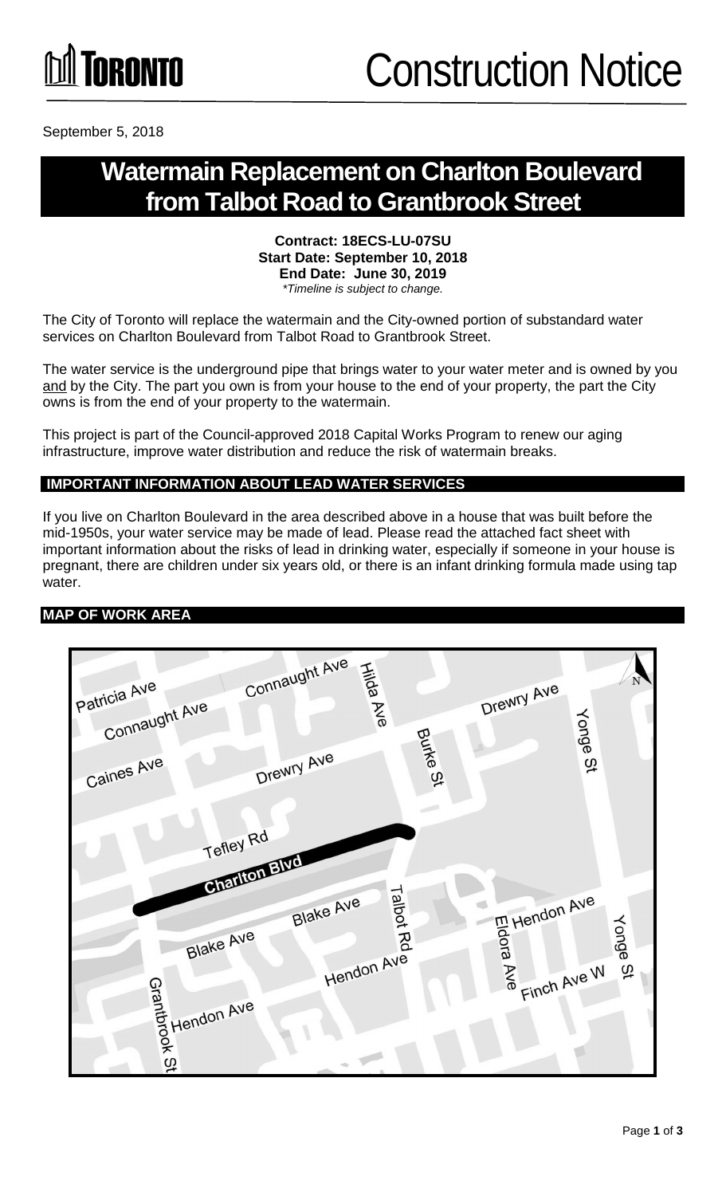TORONTO

# Construction Notice

September 5, 2018

# Watermain Replacement on Charlton Boulevard from Talbot Road to Grantbrook Street

**Contract: 18ECS-LU-07SU**
**Start Date: September 10, 2018**
**End Date: June 30, 2019**
*\*Timeline is subject to change.*

The City of Toronto will replace the watermain and the City-owned portion of substandard water services on Charlton Boulevard from Talbot Road to Grantbrook Street.

The water service is the underground pipe that brings water to your water meter and is owned by you and by the City. The part you own is from your house to the end of your property, the part the City owns is from the end of your property to the watermain.

This project is part of the Council-approved 2018 Capital Works Program to renew our aging infrastructure, improve water distribution and reduce the risk of watermain breaks.

## IMPORTANT INFORMATION ABOUT LEAD WATER SERVICES

If you live on Charlton Boulevard in the area described above in a house that was built before the mid-1950s, your water service may be made of lead. Please read the attached fact sheet with important information about the risks of lead in drinking water, especially if someone in your house is pregnant, there are children under six years old, or there is an infant drinking formula made using tap water.

## MAP OF WORK AREA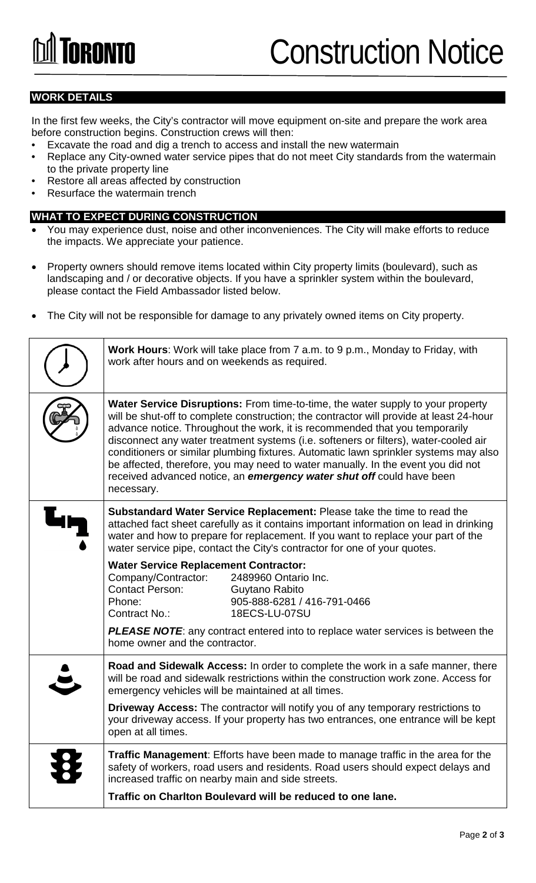# Construction Notice

## WORK DETAILS

In the first few weeks, the City's contractor will move equipment on-site and prepare the work area before construction begins. Construction crews will then:

- Excavate the road and dig a trench to access and install the new watermain
- Replace any City-owned water service pipes that do not meet City standards from the watermain to the private property line
- Restore all areas affected by construction
- Resurface the watermain trench

## WHAT TO EXPECT DURING CONSTRUCTION

- You may experience dust, noise and other inconveniences. The City will make efforts to reduce the impacts. We appreciate your patience.
- Property owners should remove items located within City property limits (boulevard), such as landscaping and / or decorative objects. If you have a sprinkler system within the boulevard, please contact the Field Ambassador listed below.
- The City will not be responsible for damage to any privately owned items on City property.

**Work Hours**: Work will take place from 7 a.m. to 9 p.m., Monday to Friday, with work after hours and on weekends as required.

**Water Service Disruptions:** From time-to-time, the water supply to your property will be shut-off to complete construction; the contractor will provide at least 24-hour advance notice. Throughout the work, it is recommended that you temporarily disconnect any water treatment systems (i.e. softeners or filters), water-cooled air conditioners or similar plumbing fixtures. Automatic lawn sprinkler systems may also be affected, therefore, you may need to water manually. In the event you did not received advanced notice, an ***emergency water shut off*** could have been necessary.

**Substandard Water Service Replacement:** Please take the time to read the attached fact sheet carefully as it contains important information on lead in drinking water and how to prepare for replacement. If you want to replace your part of the water service pipe, contact the City's contractor for one of your quotes.

**Water Service Replacement Contractor:**

Company/Contractor: 2489960 Ontario Inc.
Contact Person: Guytano Rabito
Phone: 905-888-6281 / 416-791-0466
Contract No.: 18ECS-LU-07SU

***PLEASE NOTE***: any contract entered into to replace water services is between the home owner and the contractor.

**Road and Sidewalk Access:** In order to complete the work in a safe manner, there will be road and sidewalk restrictions within the construction work zone. Access for emergency vehicles will be maintained at all times.

**Driveway Access:** The contractor will notify you of any temporary restrictions to your driveway access. If your property has two entrances, one entrance will be kept open at all times.

**Traffic Management**: Efforts have been made to manage traffic in the area for the safety of workers, road users and residents. Road users should expect delays and increased traffic on nearby main and side streets.

**Traffic on Charlton Boulevard will be reduced to one lane.**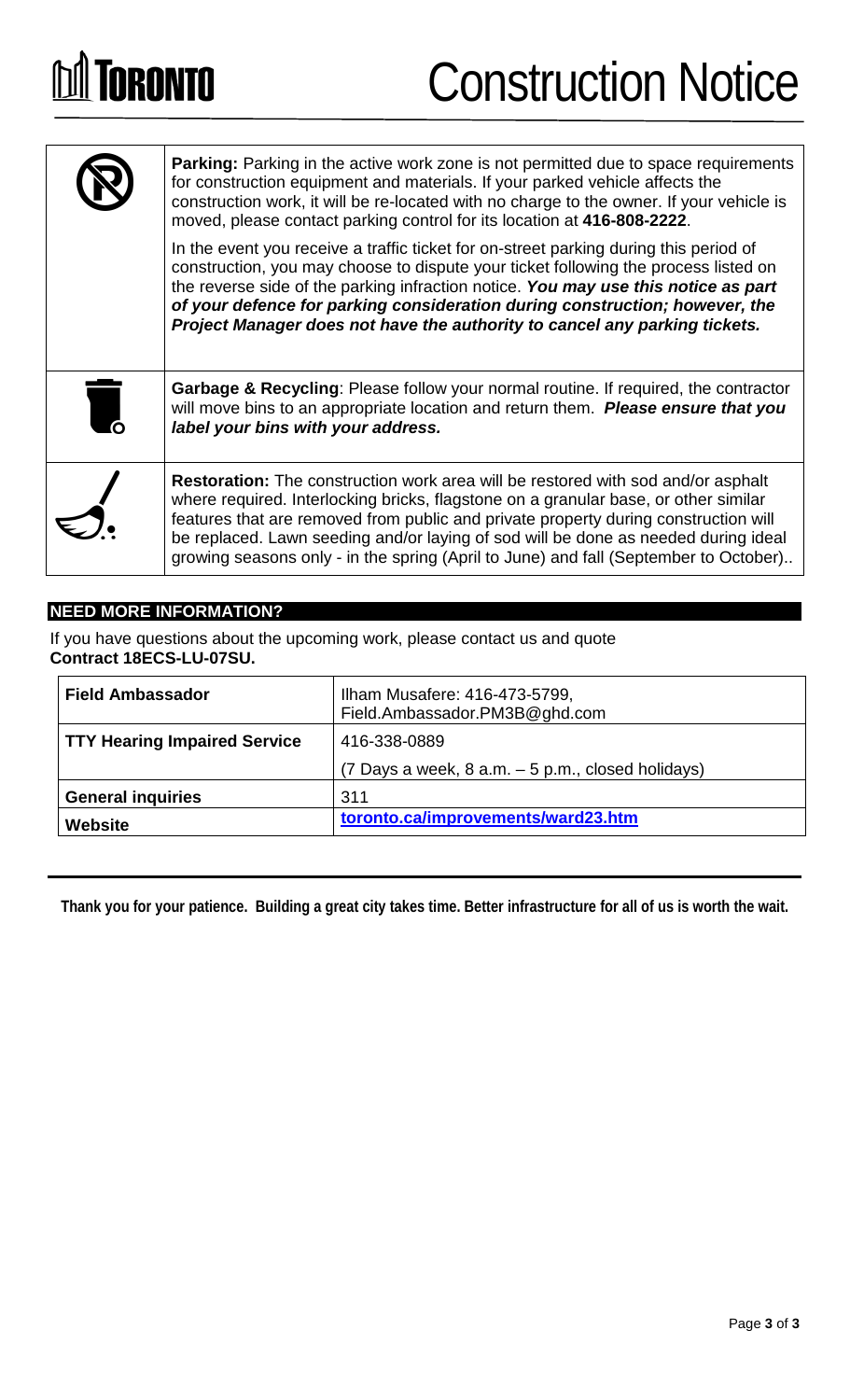# Construction Notice

| | |
|---|---|
| | **Parking:** Parking in the active work zone is not permitted due to space requirements for construction equipment and materials. If your parked vehicle affects the construction work, it will be re-located with no charge to the owner. If your vehicle is moved, please contact parking control for its location at **416-808-2222**.<br><br>In the event you receive a traffic ticket for on-street parking during this period of construction, you may choose to dispute your ticket following the process listed on the reverse side of the parking infraction notice. ***You may use this notice as part of your defence for parking consideration during construction; however, the Project Manager does not have the authority to cancel any parking tickets.*** |
| | **Garbage & Recycling**: Please follow your normal routine. If required, the contractor will move bins to an appropriate location and return them. ***Please ensure that you label your bins with your address.*** |
| | **Restoration:** The construction work area will be restored with sod and/or asphalt where required. Interlocking bricks, flagstone on a granular base, or other similar features that are removed from public and private property during construction will be replaced. Lawn seeding and/or laying of sod will be done as needed during ideal growing seasons only - in the spring (April to June) and fall (September to October).. |

## NEED MORE INFORMATION?

If you have questions about the upcoming work, please contact us and quote **Contract 18ECS-LU-07SU.**

| | |
|---|---|
| **Field Ambassador** | Ilham Musafere: 416-473-5799, Field.Ambassador.PM3B@ghd.com |
| **TTY Hearing Impaired Service** | 416-338-0889<br>(7 Days a week, 8 a.m. – 5 p.m., closed holidays) |
| **General inquiries** | 311 |
| **Website** | toronto.ca/improvements/ward23.htm |

**Thank you for your patience. Building a great city takes time. Better infrastructure for all of us is worth the wait.**